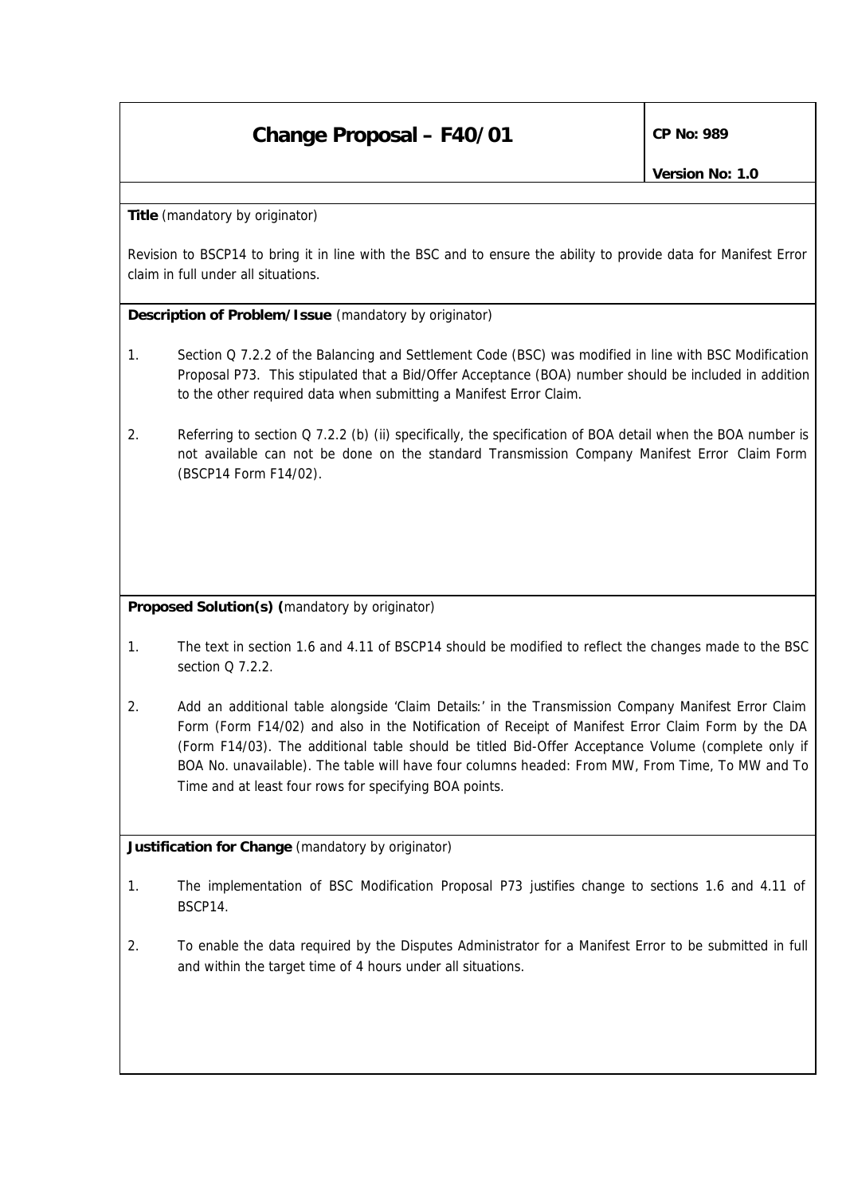# Change Proposal – F40/01

**CP No: 989**

**Version No: 1.0**

**Title** (mandatory by originator)

Revision to BSCP14 to bring it in line with the BSC and to ensure the ability to provide data for Manifest Error claim in full under all situations.

**Description of Problem/Issue** (mandatory by originator)

1. Section Q 7.2.2 of the Balancing and Settlement Code (BSC) was modified in line with BSC Modification Proposal P73. This stipulated that a Bid/Offer Acceptance (BOA) number should be included in addition to the other required data when submitting a Manifest Error Claim.

2. Referring to section Q 7.2.2 (b) (ii) specifically, the specification of BOA detail when the BOA number is not available can not be done on the standard Transmission Company Manifest Error Claim Form (BSCP14 Form F14/02).

**Proposed Solution(s) (**mandatory by originator)

1. The text in section 1.6 and 4.11 of BSCP14 should be modified to reflect the changes made to the BSC section Q 7.2.2.

2. Add an additional table alongside 'Claim Details:' in the Transmission Company Manifest Error Claim Form (Form F14/02) and also in the Notification of Receipt of Manifest Error Claim Form by the DA (Form F14/03). The additional table should be titled Bid-Offer Acceptance Volume (complete only if BOA No. unavailable). The table will have four columns headed: From MW, From Time, To MW and To Time and at least four rows for specifying BOA points.

**Justification for Change** (mandatory by originator)

1. The implementation of BSC Modification Proposal P73 justifies change to sections 1.6 and 4.11 of BSCP14.

2. To enable the data required by the Disputes Administrator for a Manifest Error to be submitted in full and within the target time of 4 hours under all situations.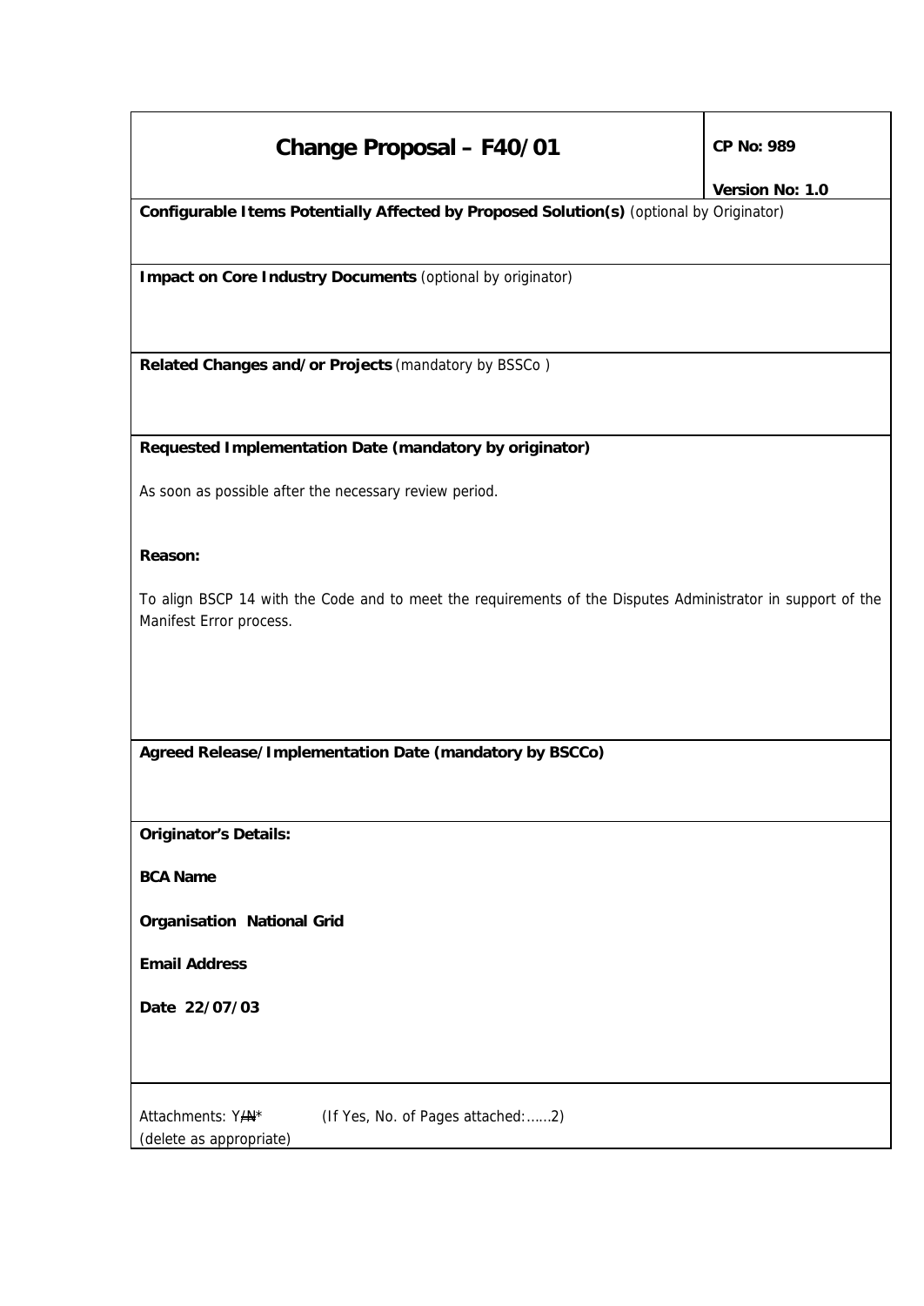| Change Proposal – F40/01 | CP No: 989<br><br>Version No: 1.0 |
|---|---|

**Configurable Items Potentially Affected by Proposed Solution(s)** (optional by Originator)

**Impact on Core Industry Documents** (optional by originator)

**Related Changes and/or Projects** (mandatory by BSSCo )

**Requested Implementation Date (mandatory by originator)**

As soon as possible after the necessary review period.

**Reason:**

To align BSCP 14 with the Code and to meet the requirements of the Disputes Administrator in support of the Manifest Error process.

**Agreed Release/Implementation Date (mandatory by BSCCo)**

**Originator's Details:**

**BCA Name**

**Organisation National Grid**

**Email Address**

**Date 22/07/03**

Attachments: Y/~~N~~* (If Yes, No. of Pages attached:……2)
(delete as appropriate)